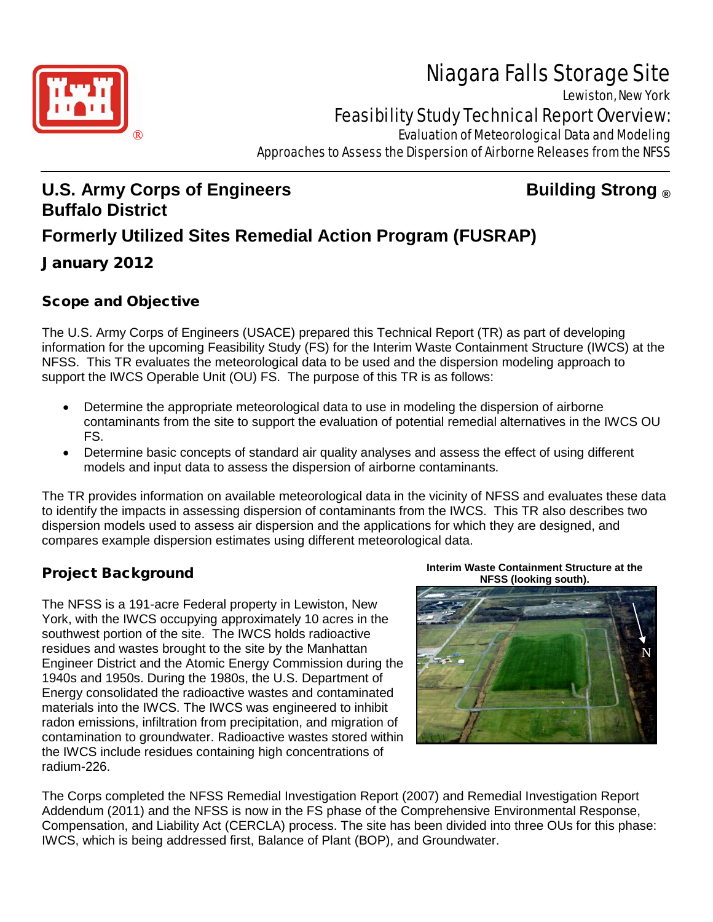# Niagara Falls Storage Site

Lewiston, New York

## Feasibility Study Technical Report Overview:

Evaluation of Meteorological Data and Modeling Approaches to Assess the Dispersion of Airborne Releases from the NFSS

**U.S. Army Corps of Engineers** **Building Strong ®**
**Buffalo District**

**Formerly Utilized Sites Remedial Action Program (FUSRAP)**

**January 2012**

### Scope and Objective

The U.S. Army Corps of Engineers (USACE) prepared this Technical Report (TR) as part of developing information for the upcoming Feasibility Study (FS) for the Interim Waste Containment Structure (IWCS) at the NFSS. This TR evaluates the meteorological data to be used and the dispersion modeling approach to support the IWCS Operable Unit (OU) FS. The purpose of this TR is as follows:

- Determine the appropriate meteorological data to use in modeling the dispersion of airborne contaminants from the site to support the evaluation of potential remedial alternatives in the IWCS OU FS.
- Determine basic concepts of standard air quality analyses and assess the effect of using different models and input data to assess the dispersion of airborne contaminants.

The TR provides information on available meteorological data in the vicinity of NFSS and evaluates these data to identify the impacts in assessing dispersion of contaminants from the IWCS. This TR also describes two dispersion models used to assess air dispersion and the applications for which they are designed, and compares example dispersion estimates using different meteorological data.

### Project Background

The NFSS is a 191-acre Federal property in Lewiston, New York, with the IWCS occupying approximately 10 acres in the southwest portion of the site. The IWCS holds radioactive residues and wastes brought to the site by the Manhattan Engineer District and the Atomic Energy Commission during the 1940s and 1950s. During the 1980s, the U.S. Department of Energy consolidated the radioactive wastes and contaminated materials into the IWCS. The IWCS was engineered to inhibit radon emissions, infiltration from precipitation, and migration of contamination to groundwater. Radioactive wastes stored within the IWCS include residues containing high concentrations of radium-226.

**Interim Waste Containment Structure at the NFSS (looking south).**

The Corps completed the NFSS Remedial Investigation Report (2007) and Remedial Investigation Report Addendum (2011) and the NFSS is now in the FS phase of the Comprehensive Environmental Response, Compensation, and Liability Act (CERCLA) process. The site has been divided into three OUs for this phase: IWCS, which is being addressed first, Balance of Plant (BOP), and Groundwater.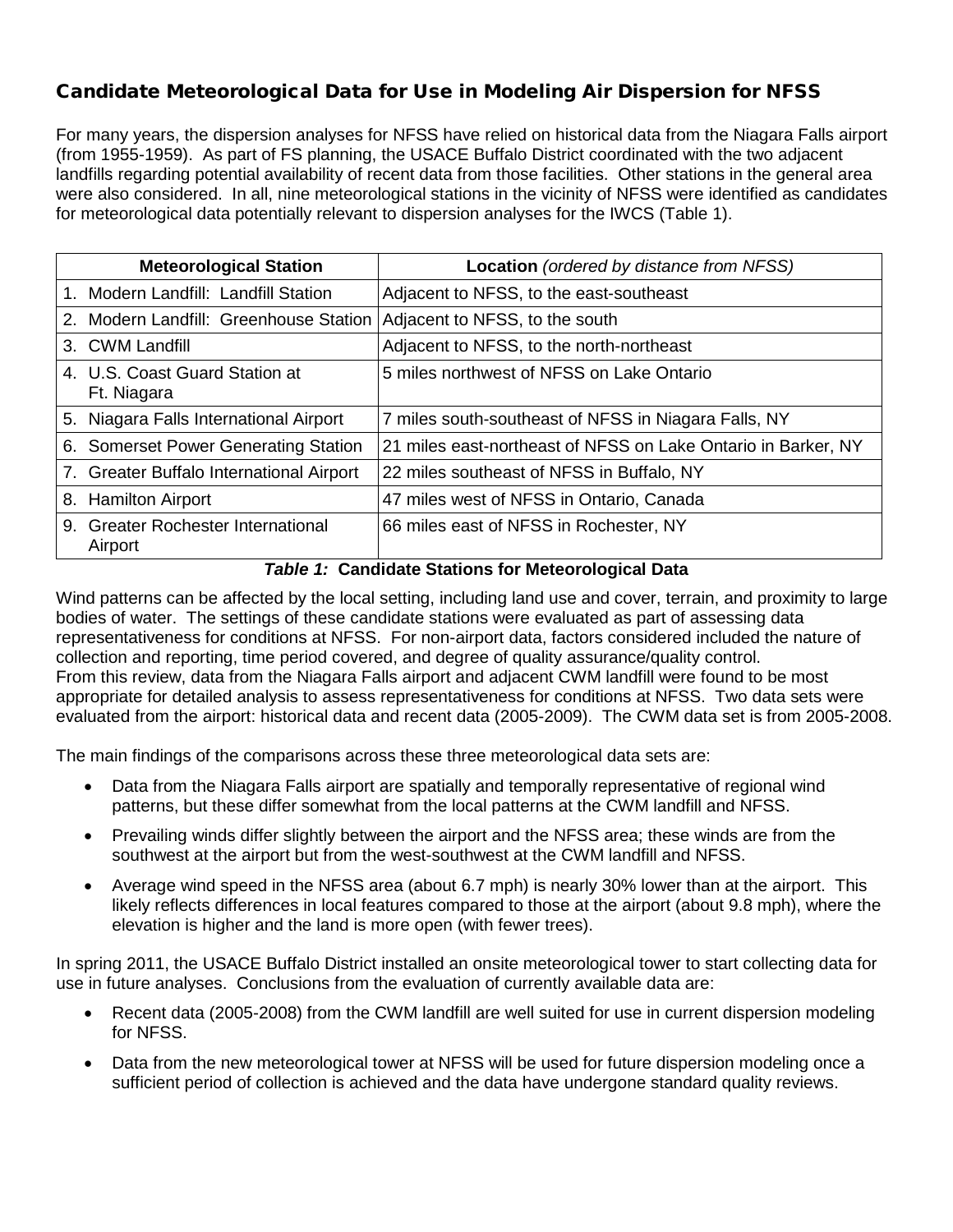## Candidate Meteorological Data for Use in Modeling Air Dispersion for NFSS

For many years, the dispersion analyses for NFSS have relied on historical data from the Niagara Falls airport (from 1955-1959). As part of FS planning, the USACE Buffalo District coordinated with the two adjacent landfills regarding potential availability of recent data from those facilities. Other stations in the general area were also considered. In all, nine meteorological stations in the vicinity of NFSS were identified as candidates for meteorological data potentially relevant to dispersion analyses for the IWCS (Table 1).

| Meteorological Station | **Location** *(ordered by distance from NFSS)* |
|---|---|
| 1. Modern Landfill: Landfill Station | Adjacent to NFSS, to the east-southeast |
| 2. Modern Landfill: Greenhouse Station | Adjacent to NFSS, to the south |
| 3. CWM Landfill | Adjacent to NFSS, to the north-northeast |
| 4. U.S. Coast Guard Station at Ft. Niagara | 5 miles northwest of NFSS on Lake Ontario |
| 5. Niagara Falls International Airport | 7 miles south-southeast of NFSS in Niagara Falls, NY |
| 6. Somerset Power Generating Station | 21 miles east-northeast of NFSS on Lake Ontario in Barker, NY |
| 7. Greater Buffalo International Airport | 22 miles southeast of NFSS in Buffalo, NY |
| 8. Hamilton Airport | 47 miles west of NFSS in Ontario, Canada |
| 9. Greater Rochester International Airport | 66 miles east of NFSS in Rochester, NY |

***Table 1:*** **Candidate Stations for Meteorological Data**

Wind patterns can be affected by the local setting, including land use and cover, terrain, and proximity to large bodies of water. The settings of these candidate stations were evaluated as part of assessing data representativeness for conditions at NFSS. For non-airport data, factors considered included the nature of collection and reporting, time period covered, and degree of quality assurance/quality control. From this review, data from the Niagara Falls airport and adjacent CWM landfill were found to be most appropriate for detailed analysis to assess representativeness for conditions at NFSS. Two data sets were evaluated from the airport: historical data and recent data (2005-2009). The CWM data set is from 2005-2008.

The main findings of the comparisons across these three meteorological data sets are:

- Data from the Niagara Falls airport are spatially and temporally representative of regional wind patterns, but these differ somewhat from the local patterns at the CWM landfill and NFSS.
- Prevailing winds differ slightly between the airport and the NFSS area; these winds are from the southwest at the airport but from the west-southwest at the CWM landfill and NFSS.
- Average wind speed in the NFSS area (about 6.7 mph) is nearly 30% lower than at the airport. This likely reflects differences in local features compared to those at the airport (about 9.8 mph), where the elevation is higher and the land is more open (with fewer trees).

In spring 2011, the USACE Buffalo District installed an onsite meteorological tower to start collecting data for use in future analyses. Conclusions from the evaluation of currently available data are:

- Recent data (2005-2008) from the CWM landfill are well suited for use in current dispersion modeling for NFSS.
- Data from the new meteorological tower at NFSS will be used for future dispersion modeling once a sufficient period of collection is achieved and the data have undergone standard quality reviews.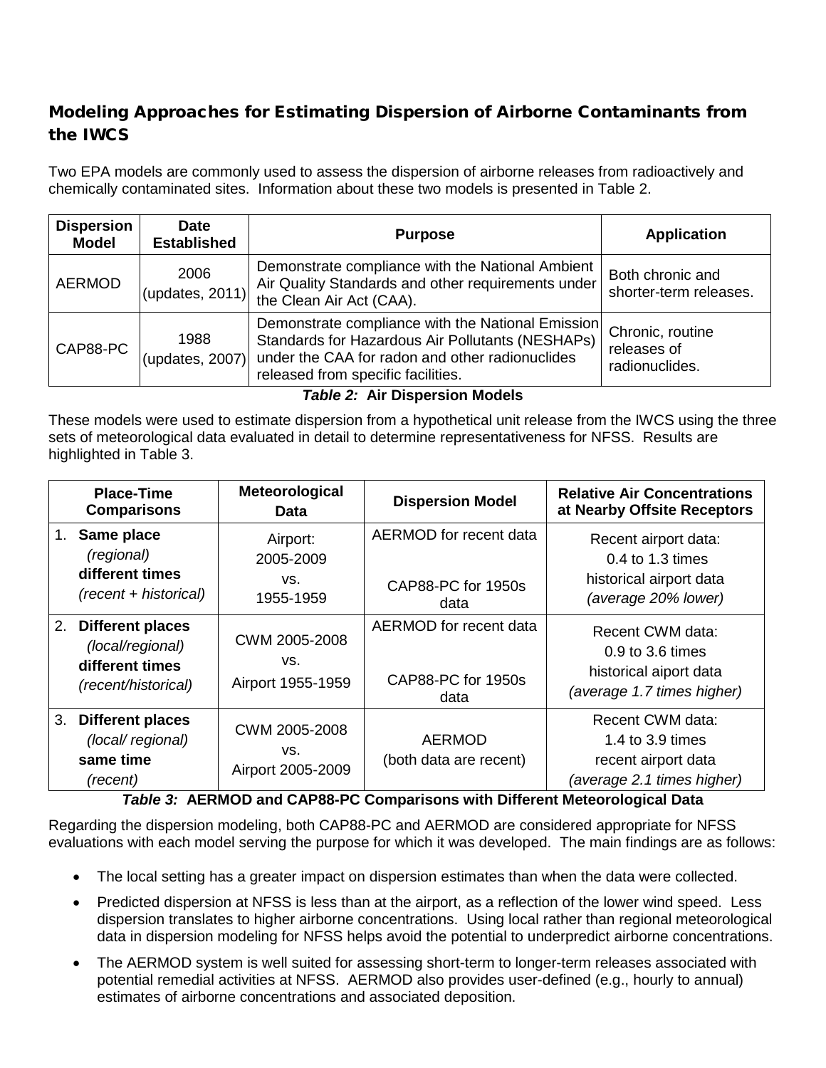## Modeling Approaches for Estimating Dispersion of Airborne Contaminants from the IWCS

Two EPA models are commonly used to assess the dispersion of airborne releases from radioactively and chemically contaminated sites. Information about these two models is presented in Table 2.

| Dispersion Model | Date Established | Purpose | Application |
|---|---|---|---|
| AERMOD | 2006 (updates, 2011) | Demonstrate compliance with the National Ambient Air Quality Standards and other requirements under the Clean Air Act (CAA). | Both chronic and shorter-term releases. |
| CAP88-PC | 1988 (updates, 2007) | Demonstrate compliance with the National Emission Standards for Hazardous Air Pollutants (NESHAPs) under the CAA for radon and other radionuclides released from specific facilities. | Chronic, routine releases of radionuclides. |

***Table 2:*** **Air Dispersion Models**

These models were used to estimate dispersion from a hypothetical unit release from the IWCS using the three sets of meteorological data evaluated in detail to determine representativeness for NFSS. Results are highlighted in Table 3.

| Place-Time Comparisons | Meteorological Data | Dispersion Model | Relative Air Concentrations at Nearby Offsite Receptors |
|---|---|---|---|
| 1. **Same place** *(regional)* **different times** *(recent + historical)* | Airport: 2005-2009 vs. 1955-1959 | AERMOD for recent data<br>CAP88-PC for 1950s data | Recent airport data: 0.4 to 1.3 times historical airport data *(average 20% lower)* |
| 2. **Different places** *(local/regional)* **different times** *(recent/historical)* | CWM 2005-2008 vs. Airport 1955-1959 | AERMOD for recent data<br>CAP88-PC for 1950s data | Recent CWM data: 0.9 to 3.6 times historical aiport data *(average 1.7 times higher)* |
| 3. **Different places** *(local/ regional)* **same time** *(recent)* | CWM 2005-2008 vs. Airport 2005-2009 | AERMOD (both data are recent) | Recent CWM data: 1.4 to 3.9 times recent airport data *(average 2.1 times higher)* |

***Table 3:*** **AERMOD and CAP88-PC Comparisons with Different Meteorological Data**

Regarding the dispersion modeling, both CAP88-PC and AERMOD are considered appropriate for NFSS evaluations with each model serving the purpose for which it was developed. The main findings are as follows:

- The local setting has a greater impact on dispersion estimates than when the data were collected.
- Predicted dispersion at NFSS is less than at the airport, as a reflection of the lower wind speed. Less dispersion translates to higher airborne concentrations. Using local rather than regional meteorological data in dispersion modeling for NFSS helps avoid the potential to underpredict airborne concentrations.
- The AERMOD system is well suited for assessing short-term to longer-term releases associated with potential remedial activities at NFSS. AERMOD also provides user-defined (e.g., hourly to annual) estimates of airborne concentrations and associated deposition.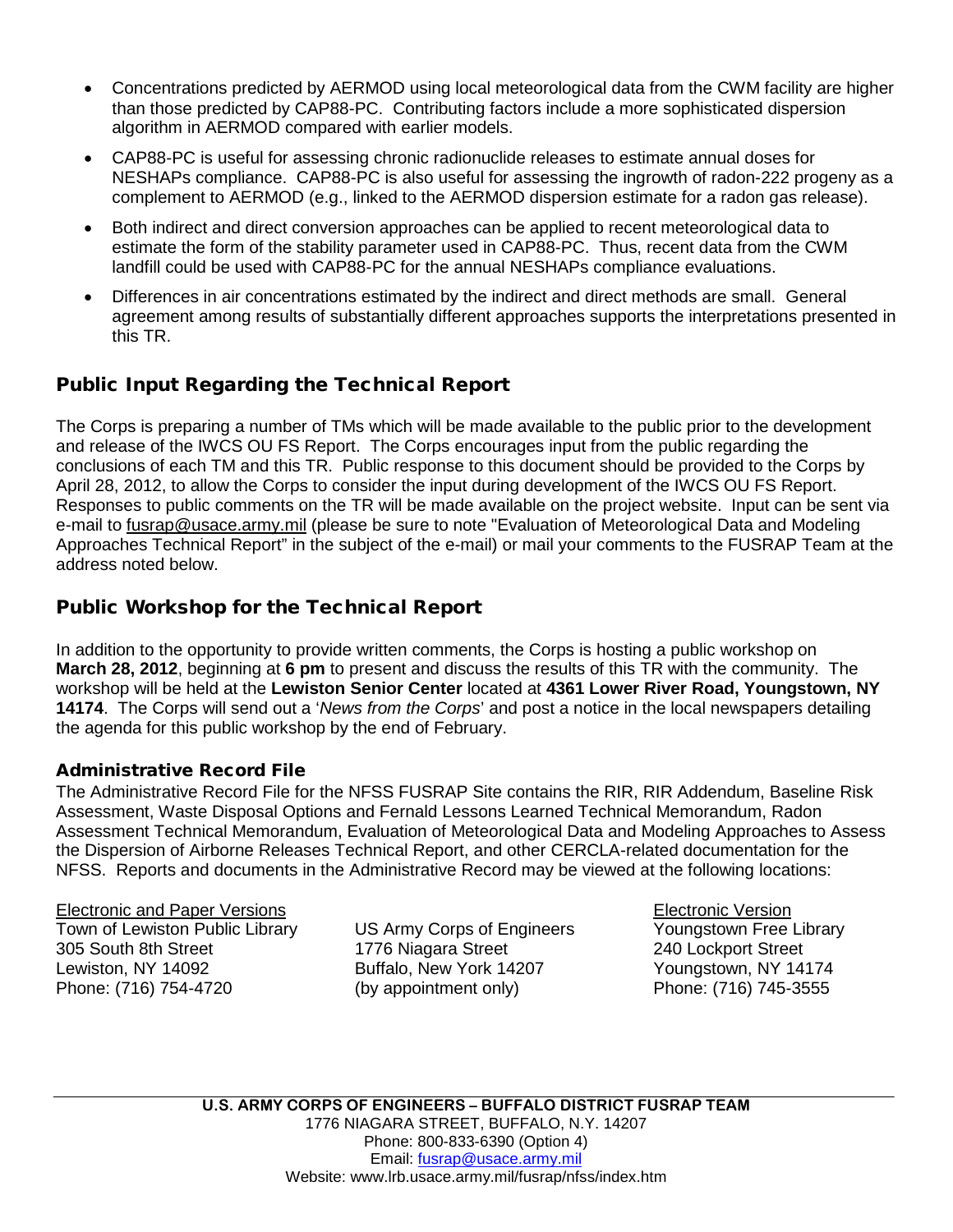- Concentrations predicted by AERMOD using local meteorological data from the CWM facility are higher than those predicted by CAP88-PC. Contributing factors include a more sophisticated dispersion algorithm in AERMOD compared with earlier models.
- CAP88-PC is useful for assessing chronic radionuclide releases to estimate annual doses for NESHAPs compliance. CAP88-PC is also useful for assessing the ingrowth of radon-222 progeny as a complement to AERMOD (e.g., linked to the AERMOD dispersion estimate for a radon gas release).
- Both indirect and direct conversion approaches can be applied to recent meteorological data to estimate the form of the stability parameter used in CAP88-PC. Thus, recent data from the CWM landfill could be used with CAP88-PC for the annual NESHAPs compliance evaluations.
- Differences in air concentrations estimated by the indirect and direct methods are small. General agreement among results of substantially different approaches supports the interpretations presented in this TR.

## Public Input Regarding the Technical Report

The Corps is preparing a number of TMs which will be made available to the public prior to the development and release of the IWCS OU FS Report. The Corps encourages input from the public regarding the conclusions of each TM and this TR. Public response to this document should be provided to the Corps by April 28, 2012, to allow the Corps to consider the input during development of the IWCS OU FS Report. Responses to public comments on the TR will be made available on the project website. Input can be sent via e-mail to fusrap@usace.army.mil (please be sure to note "Evaluation of Meteorological Data and Modeling Approaches Technical Report" in the subject of the e-mail) or mail your comments to the FUSRAP Team at the address noted below.

## Public Workshop for the Technical Report

In addition to the opportunity to provide written comments, the Corps is hosting a public workshop on **March 28, 2012**, beginning at **6 pm** to present and discuss the results of this TR with the community. The workshop will be held at the **Lewiston Senior Center** located at **4361 Lower River Road, Youngstown, NY 14174**. The Corps will send out a '*News from the Corps*' and post a notice in the local newspapers detailing the agenda for this public workshop by the end of February.

### Administrative Record File

The Administrative Record File for the NFSS FUSRAP Site contains the RIR, RIR Addendum, Baseline Risk Assessment, Waste Disposal Options and Fernald Lessons Learned Technical Memorandum, Radon Assessment Technical Memorandum, Evaluation of Meteorological Data and Modeling Approaches to Assess the Dispersion of Airborne Releases Technical Report, and other CERCLA-related documentation for the NFSS. Reports and documents in the Administrative Record may be viewed at the following locations:

Electronic and Paper Versions
Town of Lewiston Public Library
305 South 8th Street
Lewiston, NY 14092
Phone: (716) 754-4720

US Army Corps of Engineers
1776 Niagara Street
Buffalo, New York 14207
(by appointment only)

Electronic Version
Youngstown Free Library
240 Lockport Street
Youngstown, NY 14174
Phone: (716) 745-3555

**U.S. ARMY CORPS OF ENGINEERS – BUFFALO DISTRICT FUSRAP TEAM**
1776 NIAGARA STREET, BUFFALO, N.Y. 14207
Phone: 800-833-6390 (Option 4)
Email: fusrap@usace.army.mil
Website: www.lrb.usace.army.mil/fusrap/nfss/index.htm